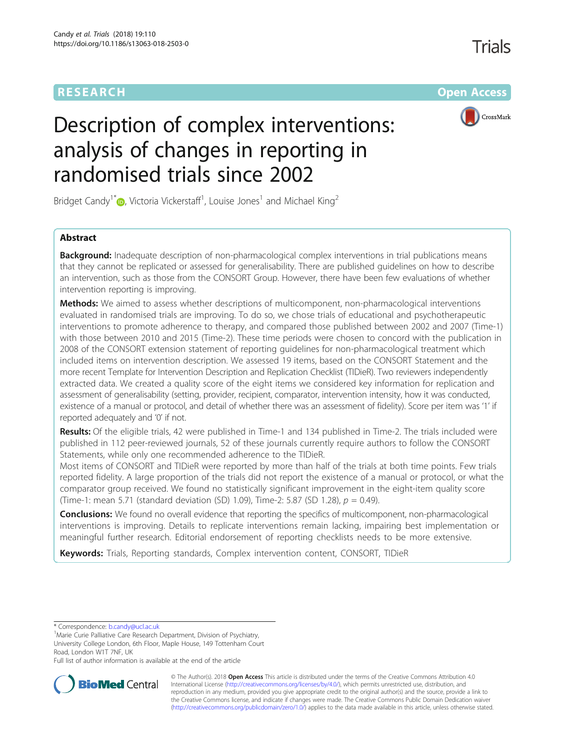RESEARCH

Open Access

# Description of complex interventions: analysis of changes in reporting in randomised trials since 2002

Bridget Candy[1*], Victoria Vickerstaff[1], Louise Jones[1] and Michael King[2]

## Abstract

**Background:** Inadequate description of non-pharmacological complex interventions in trial publications means that they cannot be replicated or assessed for generalisability. There are published guidelines on how to describe an intervention, such as those from the CONSORT Group. However, there have been few evaluations of whether intervention reporting is improving.

**Methods:** We aimed to assess whether descriptions of multicomponent, non-pharmacological interventions evaluated in randomised trials are improving. To do so, we chose trials of educational and psychotherapeutic interventions to promote adherence to therapy, and compared those published between 2002 and 2007 (Time-1) with those between 2010 and 2015 (Time-2). These time periods were chosen to concord with the publication in 2008 of the CONSORT extension statement of reporting guidelines for non-pharmacological treatment which included items on intervention description. We assessed 19 items, based on the CONSORT Statement and the more recent Template for Intervention Description and Replication Checklist (TIDieR). Two reviewers independently extracted data. We created a quality score of the eight items we considered key information for replication and assessment of generalisability (setting, provider, recipient, comparator, intervention intensity, how it was conducted, existence of a manual or protocol, and detail of whether there was an assessment of fidelity). Score per item was '1' if reported adequately and '0' if not.

**Results:** Of the eligible trials, 42 were published in Time-1 and 134 published in Time-2. The trials included were published in 112 peer-reviewed journals, 52 of these journals currently require authors to follow the CONSORT Statements, while only one recommended adherence to the TIDieR.

Most items of CONSORT and TIDieR were reported by more than half of the trials at both time points. Few trials reported fidelity. A large proportion of the trials did not report the existence of a manual or protocol, or what the comparator group received. We found no statistically significant improvement in the eight-item quality score (Time-1: mean 5.71 (standard deviation (SD) 1.09), Time-2: 5.87 (SD 1.28), $p = 0.49$).

**Conclusions:** We found no overall evidence that reporting the specifics of multicomponent, non-pharmacological interventions is improving. Details to replicate interventions remain lacking, impairing best implementation or meaningful further research. Editorial endorsement of reporting checklists needs to be more extensive.

**Keywords:** Trials, Reporting standards, Complex intervention content, CONSORT, TIDieR

\* Correspondence: b.candy@ucl.ac.uk

[1]Marie Curie Palliative Care Research Department, Division of Psychiatry, University College London, 6th Floor, Maple House, 149 Tottenham Court Road, London W1T 7NF, UK

Full list of author information is available at the end of the article

© The Author(s). 2018 **Open Access** This article is distributed under the terms of the Creative Commons Attribution 4.0 International License (http://creativecommons.org/licenses/by/4.0/), which permits unrestricted use, distribution, and reproduction in any medium, provided you give appropriate credit to the original author(s) and the source, provide a link to the Creative Commons license, and indicate if changes were made. The Creative Commons Public Domain Dedication waiver (http://creativecommons.org/publicdomain/zero/1.0/) applies to the data made available in this article, unless otherwise stated.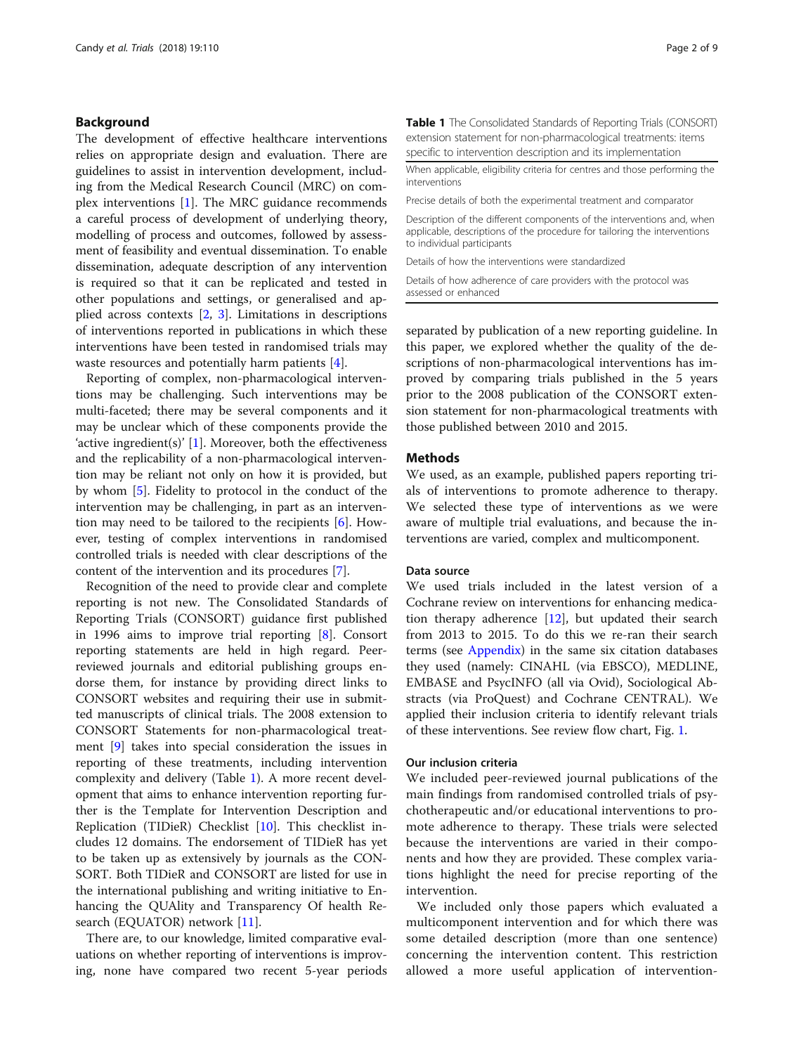## Background

The development of effective healthcare interventions relies on appropriate design and evaluation. There are guidelines to assist in intervention development, including from the Medical Research Council (MRC) on complex interventions [1]. The MRC guidance recommends a careful process of development of underlying theory, modelling of process and outcomes, followed by assessment of feasibility and eventual dissemination. To enable dissemination, adequate description of any intervention is required so that it can be replicated and tested in other populations and settings, or generalised and applied across contexts [2, 3]. Limitations in descriptions of interventions reported in publications in which these interventions have been tested in randomised trials may waste resources and potentially harm patients [4].

Reporting of complex, non-pharmacological interventions may be challenging. Such interventions may be multi-faceted; there may be several components and it may be unclear which of these components provide the 'active ingredient(s)' [1]. Moreover, both the effectiveness and the replicability of a non-pharmacological intervention may be reliant not only on how it is provided, but by whom [5]. Fidelity to protocol in the conduct of the intervention may be challenging, in part as an intervention may need to be tailored to the recipients [6]. However, testing of complex interventions in randomised controlled trials is needed with clear descriptions of the content of the intervention and its procedures [7].

Recognition of the need to provide clear and complete reporting is not new. The Consolidated Standards of Reporting Trials (CONSORT) guidance first published in 1996 aims to improve trial reporting [8]. Consort reporting statements are held in high regard. Peer-reviewed journals and editorial publishing groups endorse them, for instance by providing direct links to CONSORT websites and requiring their use in submitted manuscripts of clinical trials. The 2008 extension to CONSORT Statements for non-pharmacological treatment [9] takes into special consideration the issues in reporting of these treatments, including intervention complexity and delivery (Table 1). A more recent development that aims to enhance intervention reporting further is the Template for Intervention Description and Replication (TIDieR) Checklist [10]. This checklist includes 12 domains. The endorsement of TIDieR has yet to be taken up as extensively by journals as the CONSORT. Both TIDieR and CONSORT are listed for use in the international publishing and writing initiative to Enhancing the QUAlity and Transparency Of health Research (EQUATOR) network [11].

There are, to our knowledge, limited comparative evaluations on whether reporting of interventions is improving, none have compared two recent 5-year periods separated by publication of a new reporting guideline. In this paper, we explored whether the quality of the descriptions of non-pharmacological interventions has improved by comparing trials published in the 5 years prior to the 2008 publication of the CONSORT extension statement for non-pharmacological treatments with those published between 2010 and 2015.

**Table 1** The Consolidated Standards of Reporting Trials (CONSORT) extension statement for non-pharmacological treatments: items specific to intervention description and its implementation

| |
|---|
| When applicable, eligibility criteria for centres and those performing the interventions |
| Precise details of both the experimental treatment and comparator |
| Description of the different components of the interventions and, when applicable, descriptions of the procedure for tailoring the interventions to individual participants |
| Details of how the interventions were standardized |
| Details of how adherence of care providers with the protocol was assessed or enhanced |

## Methods

We used, as an example, published papers reporting trials of interventions to promote adherence to therapy. We selected these type of interventions as we were aware of multiple trial evaluations, and because the interventions are varied, complex and multicomponent.

### Data source

We used trials included in the latest version of a Cochrane review on interventions for enhancing medication therapy adherence [12], but updated their search from 2013 to 2015. To do this we re-ran their search terms (see Appendix) in the same six citation databases they used (namely: CINAHL (via EBSCO), MEDLINE, EMBASE and PsycINFO (all via Ovid), Sociological Abstracts (via ProQuest) and Cochrane CENTRAL). We applied their inclusion criteria to identify relevant trials of these interventions. See review flow chart, Fig. 1.

### Our inclusion criteria

We included peer-reviewed journal publications of the main findings from randomised controlled trials of psychotherapeutic and/or educational interventions to promote adherence to therapy. These trials were selected because the interventions are varied in their components and how they are provided. These complex variations highlight the need for precise reporting of the intervention.

We included only those papers which evaluated a multicomponent intervention and for which there was some detailed description (more than one sentence) concerning the intervention content. This restriction allowed a more useful application of intervention-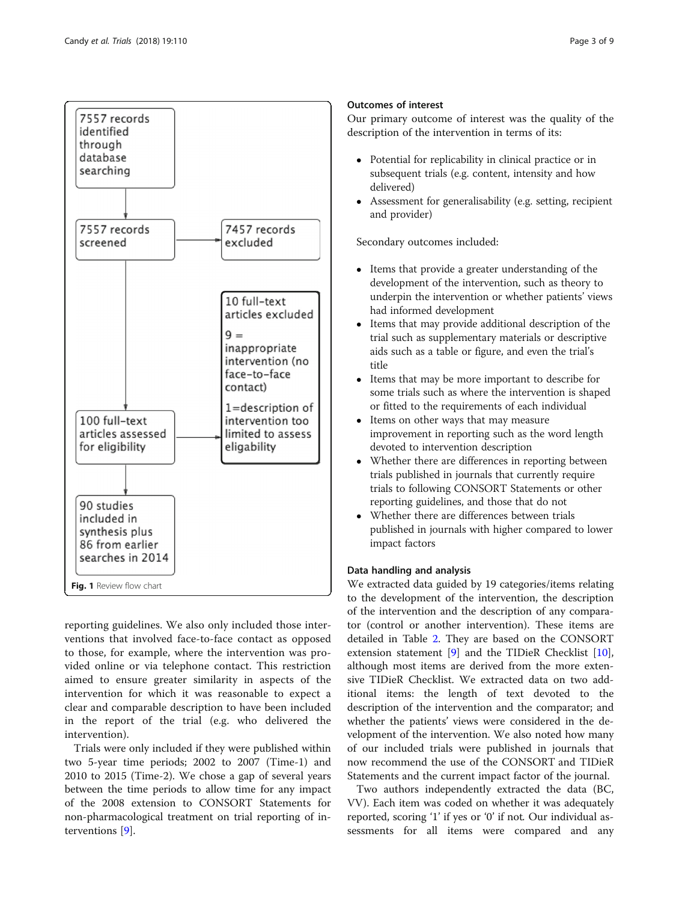7557 records identified through database searching

7557 records screened

7457 records excluded

10 full-text articles excluded

9 = inappropriate intervention (no face-to-face contact)

1=description of intervention too limited to assess eligability

100 full-text articles assessed for eligibility

90 studies included in synthesis plus 86 from earlier searches in 2014

**Fig. 1** Review flow chart

reporting guidelines. We also only included those interventions that involved face-to-face contact as opposed to those, for example, where the intervention was provided online or via telephone contact. This restriction aimed to ensure greater similarity in aspects of the intervention for which it was reasonable to expect a clear and comparable description to have been included in the report of the trial (e.g. who delivered the intervention).

Trials were only included if they were published within two 5-year time periods; 2002 to 2007 (Time-1) and 2010 to 2015 (Time-2). We chose a gap of several years between the time periods to allow time for any impact of the 2008 extension to CONSORT Statements for non-pharmacological treatment on trial reporting of interventions [9].

### Outcomes of interest

Our primary outcome of interest was the quality of the description of the intervention in terms of its:

- Potential for replicability in clinical practice or in subsequent trials (e.g. content, intensity and how delivered)
- Assessment for generalisability (e.g. setting, recipient and provider)

Secondary outcomes included:

- Items that provide a greater understanding of the development of the intervention, such as theory to underpin the intervention or whether patients' views had informed development
- Items that may provide additional description of the trial such as supplementary materials or descriptive aids such as a table or figure, and even the trial's title
- Items that may be more important to describe for some trials such as where the intervention is shaped or fitted to the requirements of each individual
- Items on other ways that may measure improvement in reporting such as the word length devoted to intervention description
- Whether there are differences in reporting between trials published in journals that currently require trials to following CONSORT Statements or other reporting guidelines, and those that do not
- Whether there are differences between trials published in journals with higher compared to lower impact factors

### Data handling and analysis

We extracted data guided by 19 categories/items relating to the development of the intervention, the description of the intervention and the description of any comparator (control or another intervention). These items are detailed in Table 2. They are based on the CONSORT extension statement [9] and the TIDieR Checklist [10], although most items are derived from the more extensive TIDieR Checklist. We extracted data on two additional items: the length of text devoted to the description of the intervention and the comparator; and whether the patients' views were considered in the development of the intervention. We also noted how many of our included trials were published in journals that now recommend the use of the CONSORT and TIDieR Statements and the current impact factor of the journal.

Two authors independently extracted the data (BC, VV). Each item was coded on whether it was adequately reported, scoring '1' if yes or '0' if not. Our individual assessments for all items were compared and any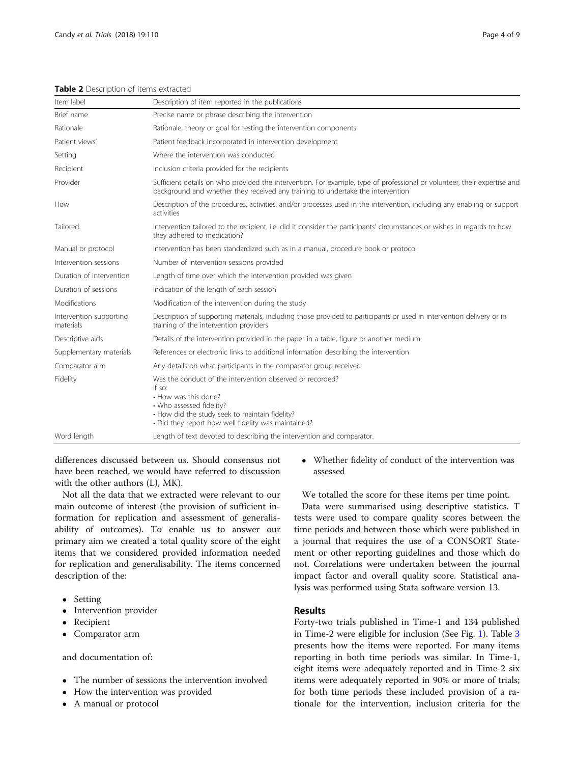**Table 2** Description of items extracted

| Item label | Description of item reported in the publications |
| --- | --- |
| Brief name | Precise name or phrase describing the intervention |
| Rationale | Rationale, theory or goal for testing the intervention components |
| Patient views' | Patient feedback incorporated in intervention development |
| Setting | Where the intervention was conducted |
| Recipient | Inclusion criteria provided for the recipients |
| Provider | Sufficient details on who provided the intervention. For example, type of professional or volunteer, their expertise and background and whether they received any training to undertake the intervention |
| How | Description of the procedures, activities, and/or processes used in the intervention, including any enabling or support activities |
| Tailored | Intervention tailored to the recipient, i.e. did it consider the participants' circumstances or wishes in regards to how they adhered to medication? |
| Manual or protocol | Intervention has been standardized such as in a manual, procedure book or protocol |
| Intervention sessions | Number of intervention sessions provided |
| Duration of intervention | Length of time over which the intervention provided was given |
| Duration of sessions | Indication of the length of each session |
| Modifications | Modification of the intervention during the study |
| Intervention supporting materials | Description of supporting materials, including those provided to participants or used in intervention delivery or in training of the intervention providers |
| Descriptive aids | Details of the intervention provided in the paper in a table, figure or another medium |
| Supplementary materials | References or electronic links to additional information describing the intervention |
| Comparator arm | Any details on what participants in the comparator group received |
| Fidelity | Was the conduct of the intervention observed or recorded? If so: • How was this done? • Who assessed fidelity? • How did the study seek to maintain fidelity? • Did they report how well fidelity was maintained? |
| Word length | Length of text devoted to describing the intervention and comparator. |

differences discussed between us. Should consensus not have been reached, we would have referred to discussion with the other authors (LJ, MK).

Not all the data that we extracted were relevant to our main outcome of interest (the provision of sufficient information for replication and assessment of generalisability of outcomes). To enable us to answer our primary aim we created a total quality score of the eight items that we considered provided information needed for replication and generalisability. The items concerned description of the:

- Setting
- Intervention provider
- Recipient
- Comparator arm

and documentation of:

- The number of sessions the intervention involved
- How the intervention was provided
- A manual or protocol
- Whether fidelity of conduct of the intervention was assessed

We totalled the score for these items per time point.

Data were summarised using descriptive statistics. T tests were used to compare quality scores between the time periods and between those which were published in a journal that requires the use of a CONSORT Statement or other reporting guidelines and those which do not. Correlations were undertaken between the journal impact factor and overall quality score. Statistical analysis was performed using Stata software version 13.

## Results

Forty-two trials published in Time-1 and 134 published in Time-2 were eligible for inclusion (See Fig. 1). Table 3 presents how the items were reported. For many items reporting in both time periods was similar. In Time-1, eight items were adequately reported and in Time-2 six items were adequately reported in 90% or more of trials; for both time periods these included provision of a rationale for the intervention, inclusion criteria for the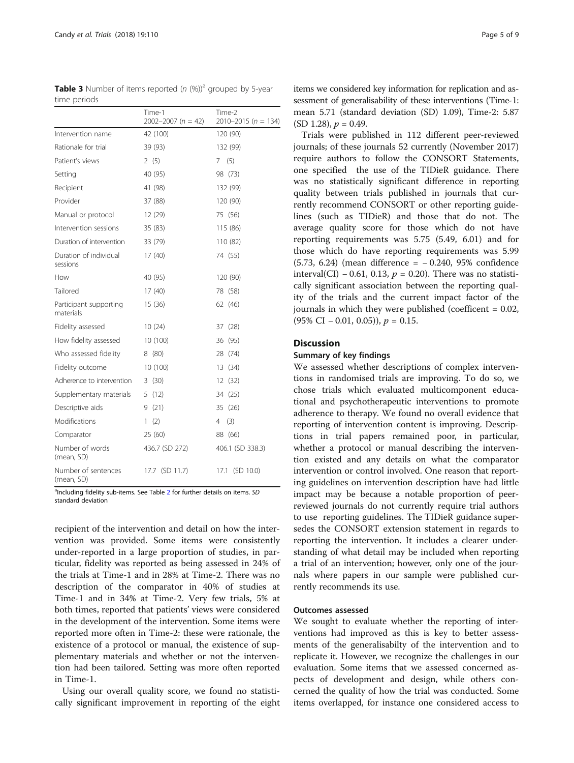**Table 3** Number of items reported (n (%))[a] grouped by 5-year time periods

| | Time-1 2002–2007 (n = 42) | Time-2 2010–2015 (n = 134) |
|---|---|---|
| Intervention name | 42 (100) | 120 (90) |
| Rationale for trial | 39 (93) | 132 (99) |
| Patient's views | 2 (5) | 7 (5) |
| Setting | 40 (95) | 98 (73) |
| Recipient | 41 (98) | 132 (99) |
| Provider | 37 (88) | 120 (90) |
| Manual or protocol | 12 (29) | 75 (56) |
| Intervention sessions | 35 (83) | 115 (86) |
| Duration of intervention | 33 (79) | 110 (82) |
| Duration of individual sessions | 17 (40) | 74 (55) |
| How | 40 (95) | 120 (90) |
| Tailored | 17 (40) | 78 (58) |
| Participant supporting materials | 15 (36) | 62 (46) |
| Fidelity assessed | 10 (24) | 37 (28) |
| How fidelity assessed | 10 (100) | 36 (95) |
| Who assessed fidelity | 8 (80) | 28 (74) |
| Fidelity outcome | 10 (100) | 13 (34) |
| Adherence to intervention | 3 (30) | 12 (32) |
| Supplementary materials | 5 (12) | 34 (25) |
| Descriptive aids | 9 (21) | 35 (26) |
| Modifications | 1 (2) | 4 (3) |
| Comparator | 25 (60) | 88 (66) |
| Number of words (mean, SD) | 436.7 (SD 272) | 406.1 (SD 338.3) |
| Number of sentences (mean, SD) | 17.7 (SD 11.7) | 17.1 (SD 10.0) |

[a]Including fidelity sub-items. See Table 2 for further details on items. *SD* standard deviation

recipient of the intervention and detail on how the intervention was provided. Some items were consistently under-reported in a large proportion of studies, in particular, fidelity was reported as being assessed in 24% of the trials at Time-1 and in 28% at Time-2. There was no description of the comparator in 40% of studies at Time-1 and in 34% at Time-2. Very few trials, 5% at both times, reported that patients' views were considered in the development of the intervention. Some items were reported more often in Time-2: these were rationale, the existence of a protocol or manual, the existence of supplementary materials and whether or not the intervention had been tailored. Setting was more often reported in Time-1.

Using our overall quality score, we found no statistically significant improvement in reporting of the eight items we considered key information for replication and assessment of generalisability of these interventions (Time-1: mean 5.71 (standard deviation (SD) 1.09), Time-2: 5.87 (SD 1.28), $p = 0.49$.

Trials were published in 112 different peer-reviewed journals; of these journals 52 currently (November 2017) require authors to follow the CONSORT Statements, one specified the use of the TIDieR guidance. There was no statistically significant difference in reporting quality between trials published in journals that currently recommend CONSORT or other reporting guidelines (such as TIDieR) and those that do not. The average quality score for those which do not have reporting requirements was 5.75 (5.49, 6.01) and for those which do have reporting requirements was 5.99 (5.73, 6.24) (mean difference = − 0.240, 95% confidence interval(CI) − 0.61, 0.13, $p = 0.20$). There was no statistically significant association between the reporting quality of the trials and the current impact factor of the journals in which they were published (coefficent = 0.02, (95% CI − 0.01, 0.05)), $p = 0.15$.

## Discussion

### Summary of key findings

We assessed whether descriptions of complex interventions in randomised trials are improving. To do so, we chose trials which evaluated multicomponent educational and psychotherapeutic interventions to promote adherence to therapy. We found no overall evidence that reporting of intervention content is improving. Descriptions in trial papers remained poor, in particular, whether a protocol or manual describing the intervention existed and any details on what the comparator intervention or control involved. One reason that reporting guidelines on intervention description have had little impact may be because a notable proportion of peer-reviewed journals do not currently require trial authors to use reporting guidelines. The TIDieR guidance supersedes the CONSORT extension statement in regards to reporting the intervention. It includes a clearer understanding of what detail may be included when reporting a trial of an intervention; however, only one of the journals where papers in our sample were published currently recommends its use.

### Outcomes assessed

We sought to evaluate whether the reporting of interventions had improved as this is key to better assessments of the generalisabilty of the intervention and to replicate it. However, we recognize the challenges in our evaluation. Some items that we assessed concerned aspects of development and design, while others concerned the quality of how the trial was conducted. Some items overlapped, for instance one considered access to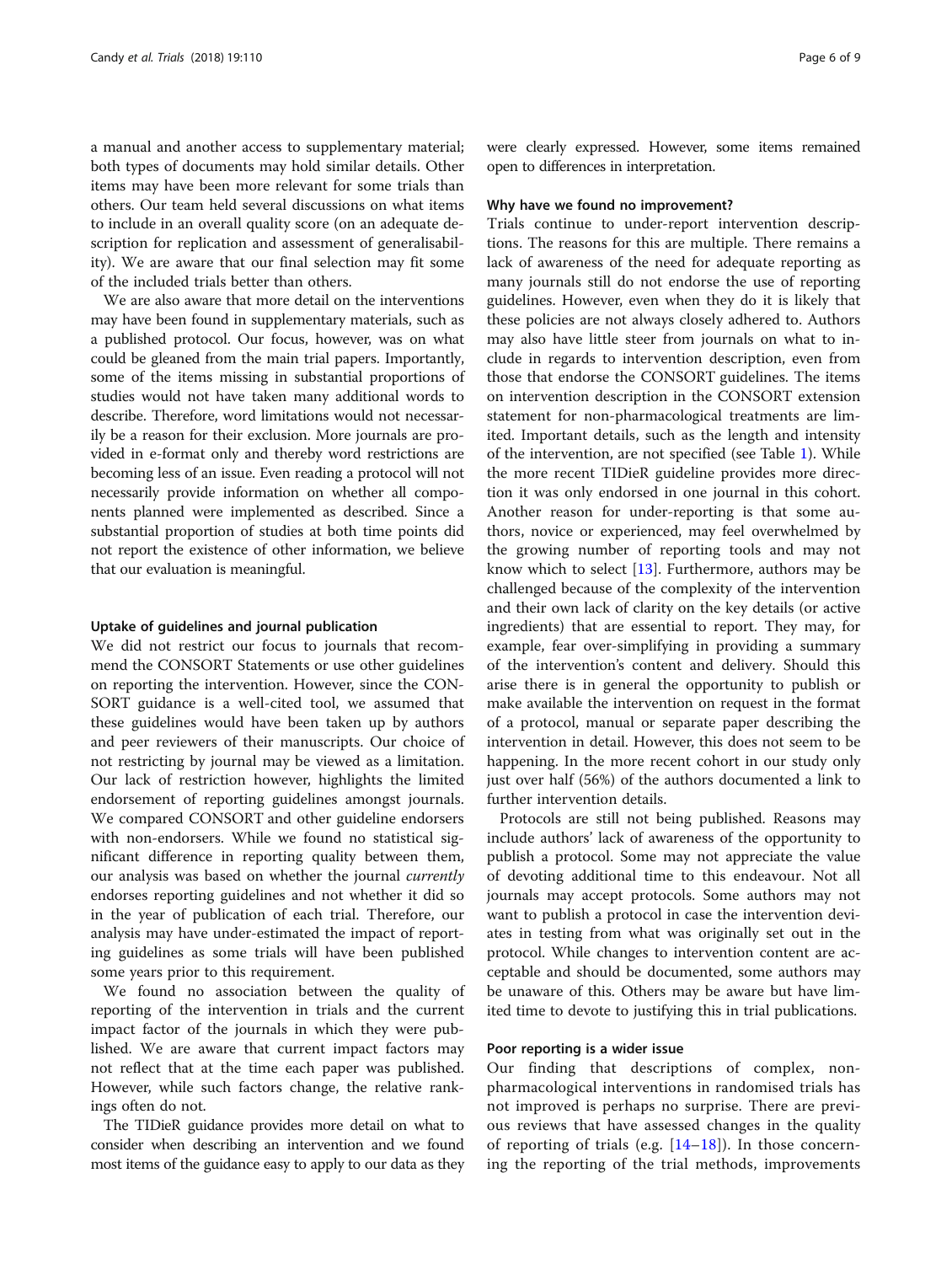a manual and another access to supplementary material; both types of documents may hold similar details. Other items may have been more relevant for some trials than others. Our team held several discussions on what items to include in an overall quality score (on an adequate description for replication and assessment of generalisability). We are aware that our final selection may fit some of the included trials better than others.

We are also aware that more detail on the interventions may have been found in supplementary materials, such as a published protocol. Our focus, however, was on what could be gleaned from the main trial papers. Importantly, some of the items missing in substantial proportions of studies would not have taken many additional words to describe. Therefore, word limitations would not necessarily be a reason for their exclusion. More journals are provided in e-format only and thereby word restrictions are becoming less of an issue. Even reading a protocol will not necessarily provide information on whether all components planned were implemented as described. Since a substantial proportion of studies at both time points did not report the existence of other information, we believe that our evaluation is meaningful.

#### Uptake of guidelines and journal publication

We did not restrict our focus to journals that recommend the CONSORT Statements or use other guidelines on reporting the intervention. However, since the CONSORT guidance is a well-cited tool, we assumed that these guidelines would have been taken up by authors and peer reviewers of their manuscripts. Our choice of not restricting by journal may be viewed as a limitation. Our lack of restriction however, highlights the limited endorsement of reporting guidelines amongst journals. We compared CONSORT and other guideline endorsers with non-endorsers. While we found no statistical significant difference in reporting quality between them, our analysis was based on whether the journal *currently* endorses reporting guidelines and not whether it did so in the year of publication of each trial. Therefore, our analysis may have under-estimated the impact of reporting guidelines as some trials will have been published some years prior to this requirement.

We found no association between the quality of reporting of the intervention in trials and the current impact factor of the journals in which they were published. We are aware that current impact factors may not reflect that at the time each paper was published. However, while such factors change, the relative rankings often do not.

The TIDieR guidance provides more detail on what to consider when describing an intervention and we found most items of the guidance easy to apply to our data as they were clearly expressed. However, some items remained open to differences in interpretation.

#### Why have we found no improvement?

Trials continue to under-report intervention descriptions. The reasons for this are multiple. There remains a lack of awareness of the need for adequate reporting as many journals still do not endorse the use of reporting guidelines. However, even when they do it is likely that these policies are not always closely adhered to. Authors may also have little steer from journals on what to include in regards to intervention description, even from those that endorse the CONSORT guidelines. The items on intervention description in the CONSORT extension statement for non-pharmacological treatments are limited. Important details, such as the length and intensity of the intervention, are not specified (see Table 1). While the more recent TIDieR guideline provides more direction it was only endorsed in one journal in this cohort. Another reason for under-reporting is that some authors, novice or experienced, may feel overwhelmed by the growing number of reporting tools and may not know which to select [13]. Furthermore, authors may be challenged because of the complexity of the intervention and their own lack of clarity on the key details (or active ingredients) that are essential to report. They may, for example, fear over-simplifying in providing a summary of the intervention's content and delivery. Should this arise there is in general the opportunity to publish or make available the intervention on request in the format of a protocol, manual or separate paper describing the intervention in detail. However, this does not seem to be happening. In the more recent cohort in our study only just over half (56%) of the authors documented a link to further intervention details.

Protocols are still not being published. Reasons may include authors' lack of awareness of the opportunity to publish a protocol. Some may not appreciate the value of devoting additional time to this endeavour. Not all journals may accept protocols. Some authors may not want to publish a protocol in case the intervention deviates in testing from what was originally set out in the protocol. While changes to intervention content are acceptable and should be documented, some authors may be unaware of this. Others may be aware but have limited time to devote to justifying this in trial publications.

#### Poor reporting is a wider issue

Our finding that descriptions of complex, non-pharmacological interventions in randomised trials has not improved is perhaps no surprise. There are previous reviews that have assessed changes in the quality of reporting of trials (e.g. [14–18]). In those concerning the reporting of the trial methods, improvements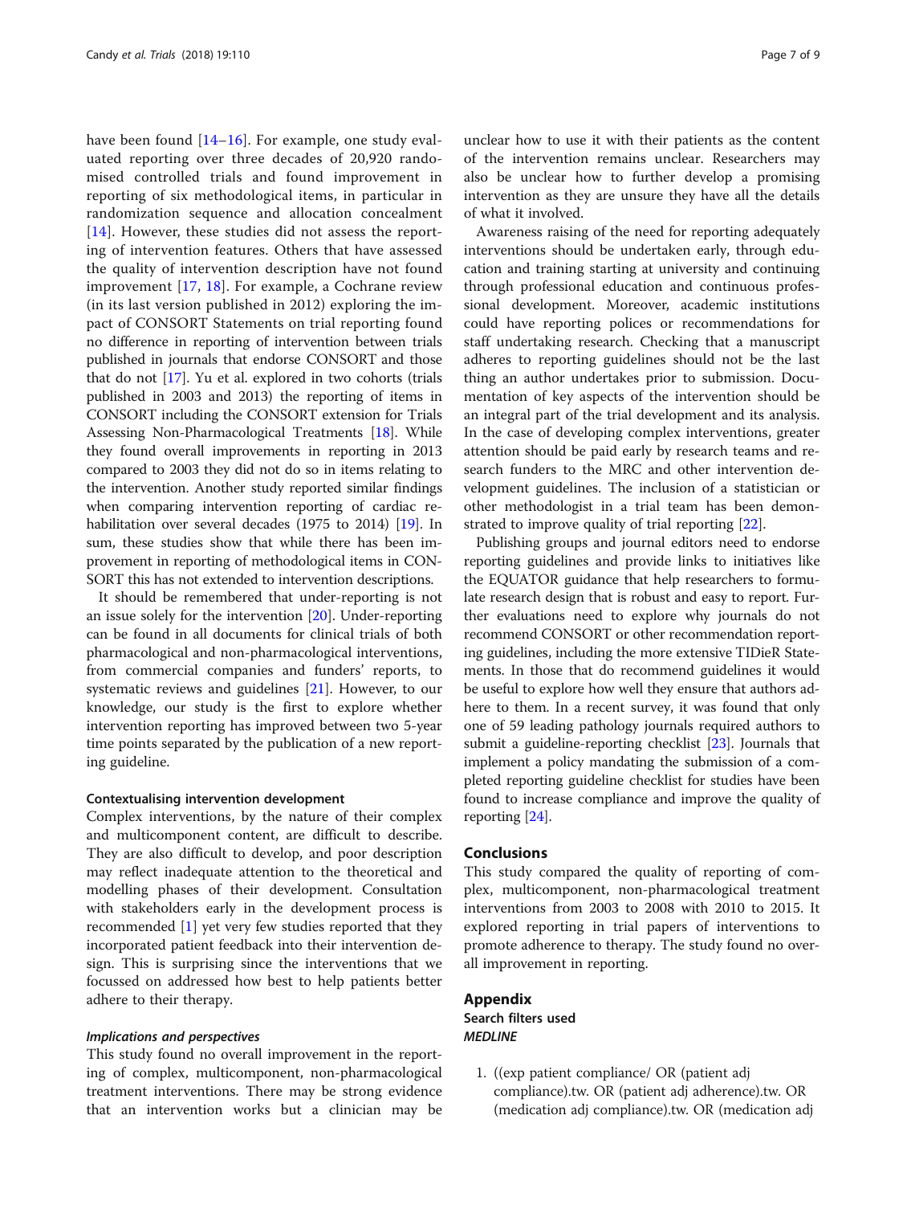have been found [14–16]. For example, one study evaluated reporting over three decades of 20,920 randomised controlled trials and found improvement in reporting of six methodological items, in particular in randomization sequence and allocation concealment [14]. However, these studies did not assess the reporting of intervention features. Others that have assessed the quality of intervention description have not found improvement [17, 18]. For example, a Cochrane review (in its last version published in 2012) exploring the impact of CONSORT Statements on trial reporting found no difference in reporting of intervention between trials published in journals that endorse CONSORT and those that do not [17]. Yu et al. explored in two cohorts (trials published in 2003 and 2013) the reporting of items in CONSORT including the CONSORT extension for Trials Assessing Non-Pharmacological Treatments [18]. While they found overall improvements in reporting in 2013 compared to 2003 they did not do so in items relating to the intervention. Another study reported similar findings when comparing intervention reporting of cardiac rehabilitation over several decades (1975 to 2014) [19]. In sum, these studies show that while there has been improvement in reporting of methodological items in CONSORT this has not extended to intervention descriptions.

It should be remembered that under-reporting is not an issue solely for the intervention [20]. Under-reporting can be found in all documents for clinical trials of both pharmacological and non-pharmacological interventions, from commercial companies and funders' reports, to systematic reviews and guidelines [21]. However, to our knowledge, our study is the first to explore whether intervention reporting has improved between two 5-year time points separated by the publication of a new reporting guideline.

#### Contextualising intervention development

Complex interventions, by the nature of their complex and multicomponent content, are difficult to describe. They are also difficult to develop, and poor description may reflect inadequate attention to the theoretical and modelling phases of their development. Consultation with stakeholders early in the development process is recommended [1] yet very few studies reported that they incorporated patient feedback into their intervention design. This is surprising since the interventions that we focussed on addressed how best to help patients better adhere to their therapy.

##### *Implications and perspectives*

This study found no overall improvement in the reporting of complex, multicomponent, non-pharmacological treatment interventions. There may be strong evidence that an intervention works but a clinician may be unclear how to use it with their patients as the content of the intervention remains unclear. Researchers may also be unclear how to further develop a promising intervention as they are unsure they have all the details of what it involved.

Awareness raising of the need for reporting adequately interventions should be undertaken early, through education and training starting at university and continuing through professional education and continuous professional development. Moreover, academic institutions could have reporting polices or recommendations for staff undertaking research. Checking that a manuscript adheres to reporting guidelines should not be the last thing an author undertakes prior to submission. Documentation of key aspects of the intervention should be an integral part of the trial development and its analysis. In the case of developing complex interventions, greater attention should be paid early by research teams and research funders to the MRC and other intervention development guidelines. The inclusion of a statistician or other methodologist in a trial team has been demonstrated to improve quality of trial reporting [22].

Publishing groups and journal editors need to endorse reporting guidelines and provide links to initiatives like the EQUATOR guidance that help researchers to formulate research design that is robust and easy to report. Further evaluations need to explore why journals do not recommend CONSORT or other recommendation reporting guidelines, including the more extensive TIDieR Statements. In those that do recommend guidelines it would be useful to explore how well they ensure that authors adhere to them. In a recent survey, it was found that only one of 59 leading pathology journals required authors to submit a guideline-reporting checklist [23]. Journals that implement a policy mandating the submission of a completed reporting guideline checklist for studies have been found to increase compliance and improve the quality of reporting [24].

## Conclusions

This study compared the quality of reporting of complex, multicomponent, non-pharmacological treatment interventions from 2003 to 2008 with 2010 to 2015. It explored reporting in trial papers of interventions to promote adherence to therapy. The study found no overall improvement in reporting.

## Appendix

### Search filters used

#### *MEDLINE*

1. ((exp patient compliance/ OR (patient adj compliance).tw. OR (patient adj adherence).tw. OR (medication adj compliance).tw. OR (medication adj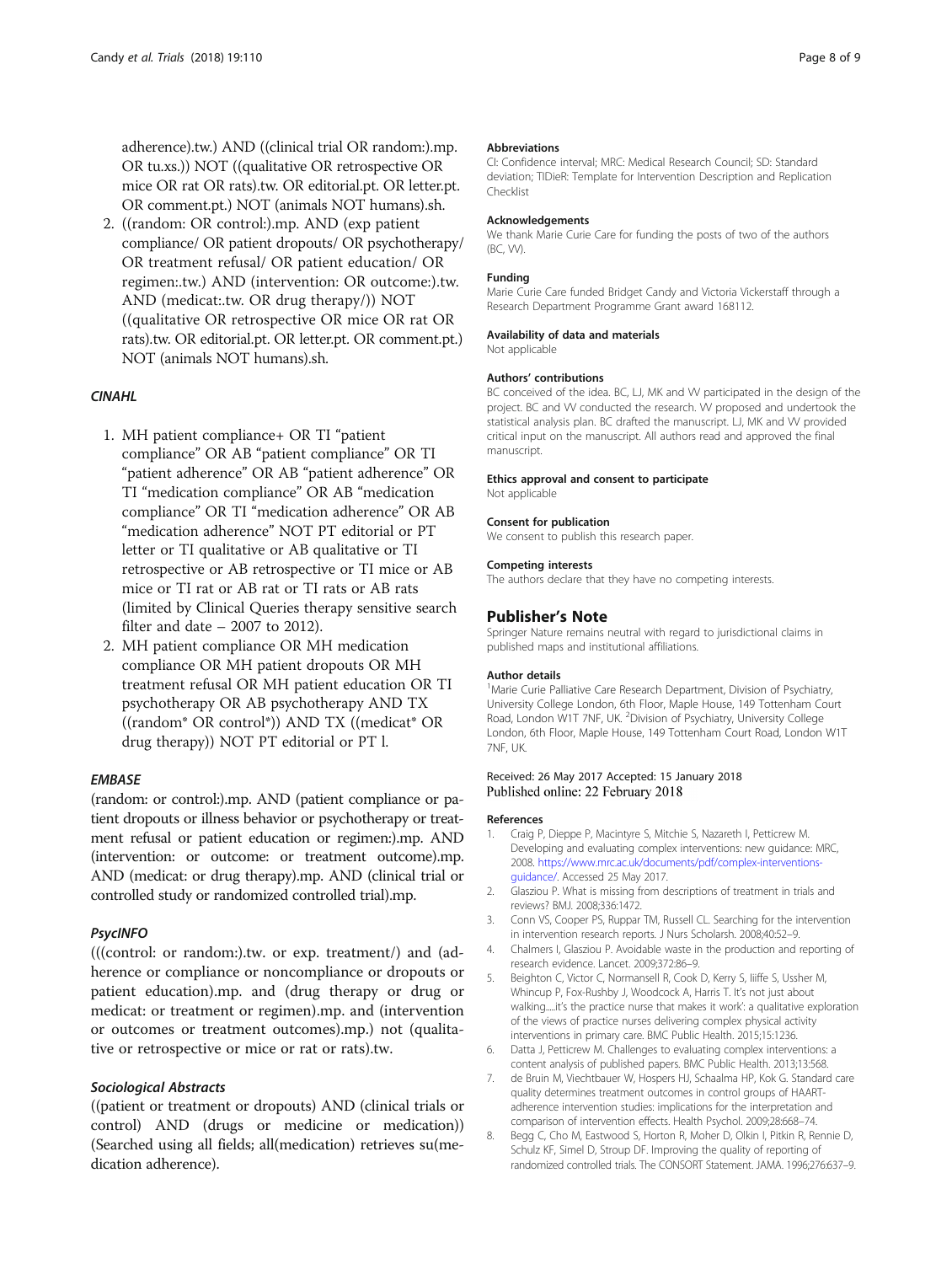adherence).tw.) AND ((clinical trial OR random:).mp. OR tu.xs.)) NOT ((qualitative OR retrospective OR mice OR rat OR rats).tw. OR editorial.pt. OR letter.pt. OR comment.pt.) NOT (animals NOT humans).sh.

2. ((random: OR control:).mp. AND (exp patient compliance/ OR patient dropouts/ OR psychotherapy/ OR treatment refusal/ OR patient education/ OR regimen:.tw.) AND (intervention: OR outcome:).tw. AND (medicat:.tw. OR drug therapy/)) NOT ((qualitative OR retrospective OR mice OR rat OR rats).tw. OR editorial.pt. OR letter.pt. OR comment.pt.) NOT (animals NOT humans).sh.

### *CINAHL*

1. MH patient compliance+ OR TI "patient compliance" OR AB "patient compliance" OR TI "patient adherence" OR AB "patient adherence" OR TI "medication compliance" OR AB "medication compliance" OR TI "medication adherence" OR AB "medication adherence" NOT PT editorial or PT letter or TI qualitative or AB qualitative or TI retrospective or AB retrospective or TI mice or AB mice or TI rat or AB rat or TI rats or AB rats (limited by Clinical Queries therapy sensitive search filter and date – 2007 to 2012).
2. MH patient compliance OR MH medication compliance OR MH patient dropouts OR MH treatment refusal OR MH patient education OR TI psychotherapy OR AB psychotherapy AND TX ((random* OR control*)) AND TX ((medicat* OR drug therapy)) NOT PT editorial or PT l.

### *EMBASE*

(random: or control:).mp. AND (patient compliance or patient dropouts or illness behavior or psychotherapy or treatment refusal or patient education or regimen:).mp. AND (intervention: or outcome: or treatment outcome).mp. AND (medicat: or drug therapy).mp. AND (clinical trial or controlled study or randomized controlled trial).mp.

### *PsycINFO*

(((control: or random:).tw. or exp. treatment/) and (adherence or compliance or noncompliance or dropouts or patient education).mp. and (drug therapy or drug or medicat: or treatment or regimen).mp. and (intervention or outcomes or treatment outcomes).mp.) not (qualitative or retrospective or mice or rat or rats).tw.

### *Sociological Abstracts*

((patient or treatment or dropouts) AND (clinical trials or control) AND (drugs or medicine or medication)) (Searched using all fields; all(medication) retrieves su(medication adherence).

#### Abbreviations

CI: Confidence interval; MRC: Medical Research Council; SD: Standard deviation; TIDieR: Template for Intervention Description and Replication Checklist

#### Acknowledgements

We thank Marie Curie Care for funding the posts of two of the authors (BC, VV).

#### Funding

Marie Curie Care funded Bridget Candy and Victoria Vickerstaff through a Research Department Programme Grant award 168112.

#### Availability of data and materials

Not applicable

#### Authors' contributions

BC conceived of the idea. BC, LJ, MK and VV participated in the design of the project. BC and VV conducted the research. VV proposed and undertook the statistical analysis plan. BC drafted the manuscript. LJ, MK and VV provided critical input on the manuscript. All authors read and approved the final manuscript.

#### Ethics approval and consent to participate

Not applicable

#### Consent for publication

We consent to publish this research paper.

#### Competing interests

The authors declare that they have no competing interests.

## Publisher's Note

Springer Nature remains neutral with regard to jurisdictional claims in published maps and institutional affiliations.

#### Author details

[1]Marie Curie Palliative Care Research Department, Division of Psychiatry, University College London, 6th Floor, Maple House, 149 Tottenham Court Road, London W1T 7NF, UK. [2]Division of Psychiatry, University College London, 6th Floor, Maple House, 149 Tottenham Court Road, London W1T 7NF, UK.

Received: 26 May 2017 Accepted: 15 January 2018
Published online: 22 February 2018

#### References

1. Craig P, Dieppe P, Macintyre S, Mitchie S, Nazareth I, Petticrew M. Developing and evaluating complex interventions: new guidance: MRC, 2008. https://www.mrc.ac.uk/documents/pdf/complex-interventions-guidance/. Accessed 25 May 2017.
2. Glasziou P. What is missing from descriptions of treatment in trials and reviews? BMJ. 2008;336:1472.
3. Conn VS, Cooper PS, Ruppar TM, Russell CL. Searching for the intervention in intervention research reports. J Nurs Scholarsh. 2008;40:52–9.
4. Chalmers I, Glasziou P. Avoidable waste in the production and reporting of research evidence. Lancet. 2009;372:86–9.
5. Beighton C, Victor C, Normansell R, Cook D, Kerry S, Iliffe S, Ussher M, Whincup P, Fox-Rushby J, Woodcock A, Harris T. It's not just about walking.....it's the practice nurse that makes it work': a qualitative exploration of the views of practice nurses delivering complex physical activity interventions in primary care. BMC Public Health. 2015;15:1236.
6. Datta J, Petticrew M. Challenges to evaluating complex interventions: a content analysis of published papers. BMC Public Health. 2013;13:568.
7. de Bruin M, Viechtbauer W, Hospers HJ, Schaalma HP, Kok G. Standard care quality determines treatment outcomes in control groups of HAART-adherence intervention studies: implications for the interpretation and comparison of intervention effects. Health Psychol. 2009;28:668–74.
8. Begg C, Cho M, Eastwood S, Horton R, Moher D, Olkin I, Pitkin R, Rennie D, Schulz KF, Simel D, Stroup DF. Improving the quality of reporting of randomized controlled trials. The CONSORT Statement. JAMA. 1996;276:637–9.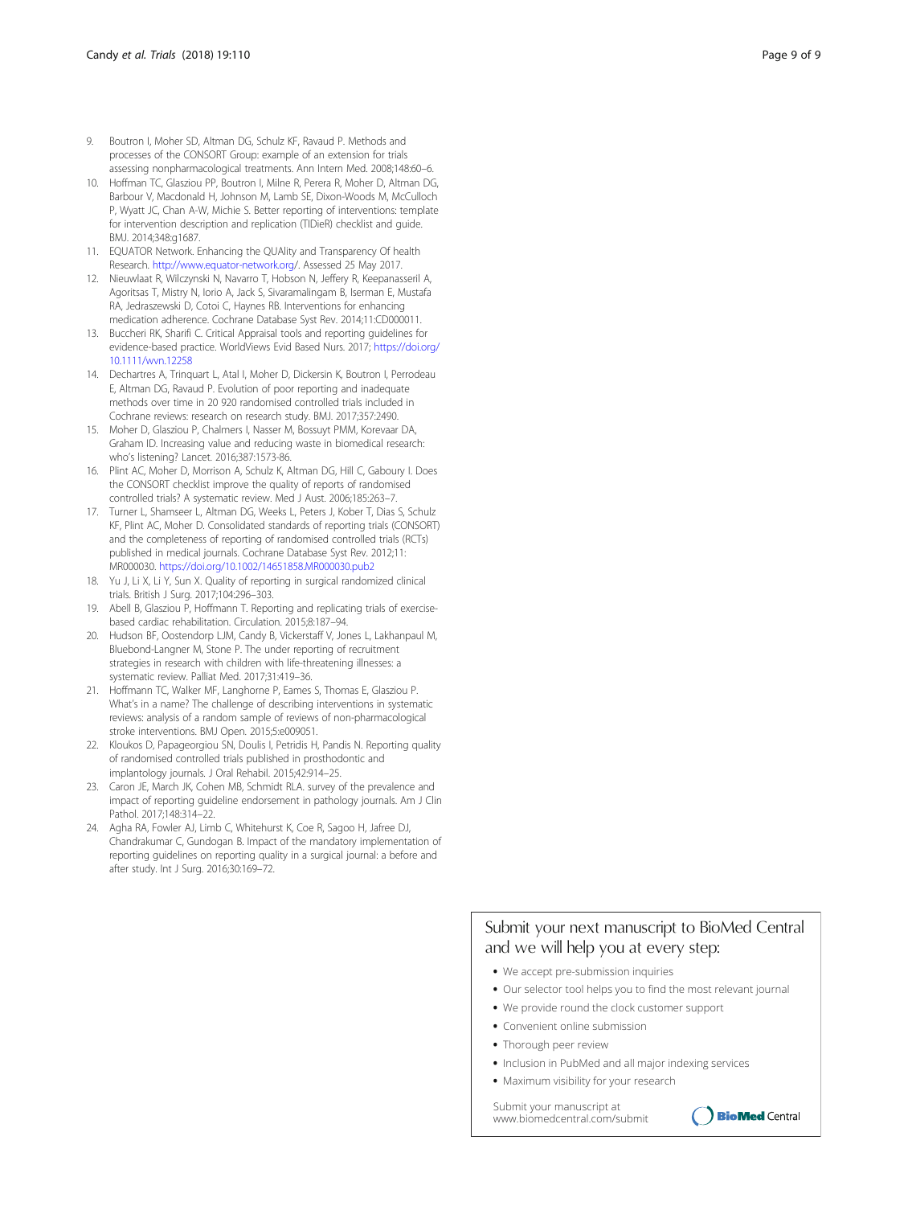9. Boutron I, Moher SD, Altman DG, Schulz KF, Ravaud P. Methods and processes of the CONSORT Group: example of an extension for trials assessing nonpharmacological treatments. Ann Intern Med. 2008;148:60–6.
10. Hoffman TC, Glasziou PP, Boutron I, Milne R, Perera R, Moher D, Altman DG, Barbour V, Macdonald H, Johnson M, Lamb SE, Dixon-Woods M, McCulloch P, Wyatt JC, Chan A-W, Michie S. Better reporting of interventions: template for intervention description and replication (TIDieR) checklist and guide. BMJ. 2014;348:g1687.
11. EQUATOR Network. Enhancing the QUAlity and Transparency Of health Research. http://www.equator-network.org/. Assessed 25 May 2017.
12. Nieuwlaat R, Wilczynski N, Navarro T, Hobson N, Jeffery R, Keepanasseril A, Agoritsas T, Mistry N, Iorio A, Jack S, Sivaramalingam B, Iserman E, Mustafa RA, Jedraszewski D, Cotoi C, Haynes RB. Interventions for enhancing medication adherence. Cochrane Database Syst Rev. 2014;11:CD000011.
13. Buccheri RK, Sharifi C. Critical Appraisal tools and reporting guidelines for evidence-based practice. WorldViews Evid Based Nurs. 2017; https://doi.org/10.1111/wvn.12258
14. Dechartres A, Trinquart L, Atal I, Moher D, Dickersin K, Boutron I, Perrodeau E, Altman DG, Ravaud P. Evolution of poor reporting and inadequate methods over time in 20 920 randomised controlled trials included in Cochrane reviews: research on research study. BMJ. 2017;357:2490.
15. Moher D, Glasziou P, Chalmers I, Nasser M, Bossuyt PMM, Korevaar DA, Graham ID. Increasing value and reducing waste in biomedical research: who's listening? Lancet. 2016;387:1573-86.
16. Plint AC, Moher D, Morrison A, Schulz K, Altman DG, Hill C, Gaboury I. Does the CONSORT checklist improve the quality of reports of randomised controlled trials? A systematic review. Med J Aust. 2006;185:263–7.
17. Turner L, Shamseer L, Altman DG, Weeks L, Peters J, Kober T, Dias S, Schulz KF, Plint AC, Moher D. Consolidated standards of reporting trials (CONSORT) and the completeness of reporting of randomised controlled trials (RCTs) published in medical journals. Cochrane Database Syst Rev. 2012;11:MR000030. https://doi.org/10.1002/14651858.MR000030.pub2
18. Yu J, Li X, Li Y, Sun X. Quality of reporting in surgical randomized clinical trials. British J Surg. 2017;104:296–303.
19. Abell B, Glasziou P, Hoffmann T. Reporting and replicating trials of exercise-based cardiac rehabilitation. Circulation. 2015;8:187–94.
20. Hudson BF, Oostendorp LJM, Candy B, Vickerstaff V, Jones L, Lakhanpaul M, Bluebond-Langner M, Stone P. The under reporting of recruitment strategies in research with children with life-threatening illnesses: a systematic review. Palliat Med. 2017;31:419–36.
21. Hoffmann TC, Walker MF, Langhorne P, Eames S, Thomas E, Glasziou P. What's in a name? The challenge of describing interventions in systematic reviews: analysis of a random sample of reviews of non-pharmacological stroke interventions. BMJ Open. 2015;5:e009051.
22. Kloukos D, Papageorgiou SN, Doulis I, Petridis H, Pandis N. Reporting quality of randomised controlled trials published in prosthodontic and implantology journals. J Oral Rehabil. 2015;42:914–25.
23. Caron JE, March JK, Cohen MB, Schmidt RLA. survey of the prevalence and impact of reporting guideline endorsement in pathology journals. Am J Clin Pathol. 2017;148:314–22.
24. Agha RA, Fowler AJ, Limb C, Whitehurst K, Coe R, Sagoo H, Jafree DJ, Chandrakumar C, Gundogan B. Impact of the mandatory implementation of reporting guidelines on reporting quality in a surgical journal: a before and after study. Int J Surg. 2016;30:169–72.

Submit your next manuscript to BioMed Central and we will help you at every step:

- We accept pre-submission inquiries
- Our selector tool helps you to find the most relevant journal
- We provide round the clock customer support
- Convenient online submission
- Thorough peer review
- Inclusion in PubMed and all major indexing services
- Maximum visibility for your research

Submit your manuscript at
www.biomedcentral.com/submit

BioMed Central